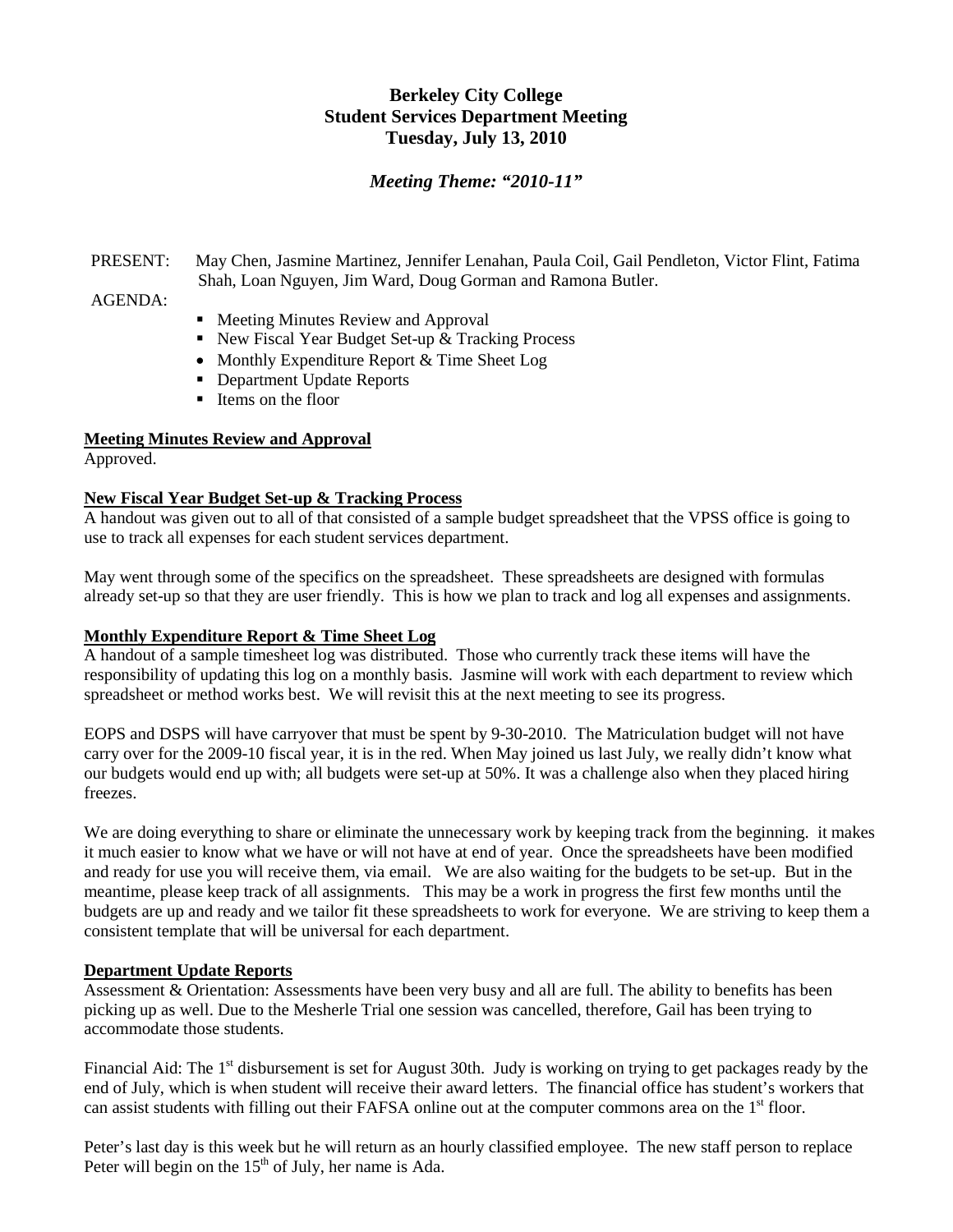# Berkeley City College
## Student Services Department Meeting
### Tuesday, July 13, 2010

***Meeting Theme: "2010-11"***

PRESENT: May Chen, Jasmine Martinez, Jennifer Lenahan, Paula Coil, Gail Pendleton, Victor Flint, Fatima Shah, Loan Nguyen, Jim Ward, Doug Gorman and Ramona Butler.

AGENDA:

- Meeting Minutes Review and Approval
- New Fiscal Year Budget Set-up & Tracking Process
- Monthly Expenditure Report & Time Sheet Log
- Department Update Reports
- Items on the floor

**Meeting Minutes Review and Approval**

Approved.

**New Fiscal Year Budget Set-up & Tracking Process**

A handout was given out to all of that consisted of a sample budget spreadsheet that the VPSS office is going to use to track all expenses for each student services department.

May went through some of the specifics on the spreadsheet. These spreadsheets are designed with formulas already set-up so that they are user friendly. This is how we plan to track and log all expenses and assignments.

**Monthly Expenditure Report & Time Sheet Log**

A handout of a sample timesheet log was distributed. Those who currently track these items will have the responsibility of updating this log on a monthly basis. Jasmine will work with each department to review which spreadsheet or method works best. We will revisit this at the next meeting to see its progress.

EOPS and DSPS will have carryover that must be spent by 9-30-2010. The Matriculation budget will not have carry over for the 2009-10 fiscal year, it is in the red. When May joined us last July, we really didn't know what our budgets would end up with; all budgets were set-up at 50%. It was a challenge also when they placed hiring freezes.

We are doing everything to share or eliminate the unnecessary work by keeping track from the beginning. it makes it much easier to know what we have or will not have at end of year. Once the spreadsheets have been modified and ready for use you will receive them, via email. We are also waiting for the budgets to be set-up. But in the meantime, please keep track of all assignments. This may be a work in progress the first few months until the budgets are up and ready and we tailor fit these spreadsheets to work for everyone. We are striving to keep them a consistent template that will be universal for each department.

**Department Update Reports**

Assessment & Orientation: Assessments have been very busy and all are full. The ability to benefits has been picking up as well. Due to the Mesherle Trial one session was cancelled, therefore, Gail has been trying to accommodate those students.

Financial Aid: The 1st disbursement is set for August 30th. Judy is working on trying to get packages ready by the end of July, which is when student will receive their award letters. The financial office has student's workers that can assist students with filling out their FAFSA online out at the computer commons area on the 1st floor.

Peter's last day is this week but he will return as an hourly classified employee. The new staff person to replace Peter will begin on the 15th of July, her name is Ada.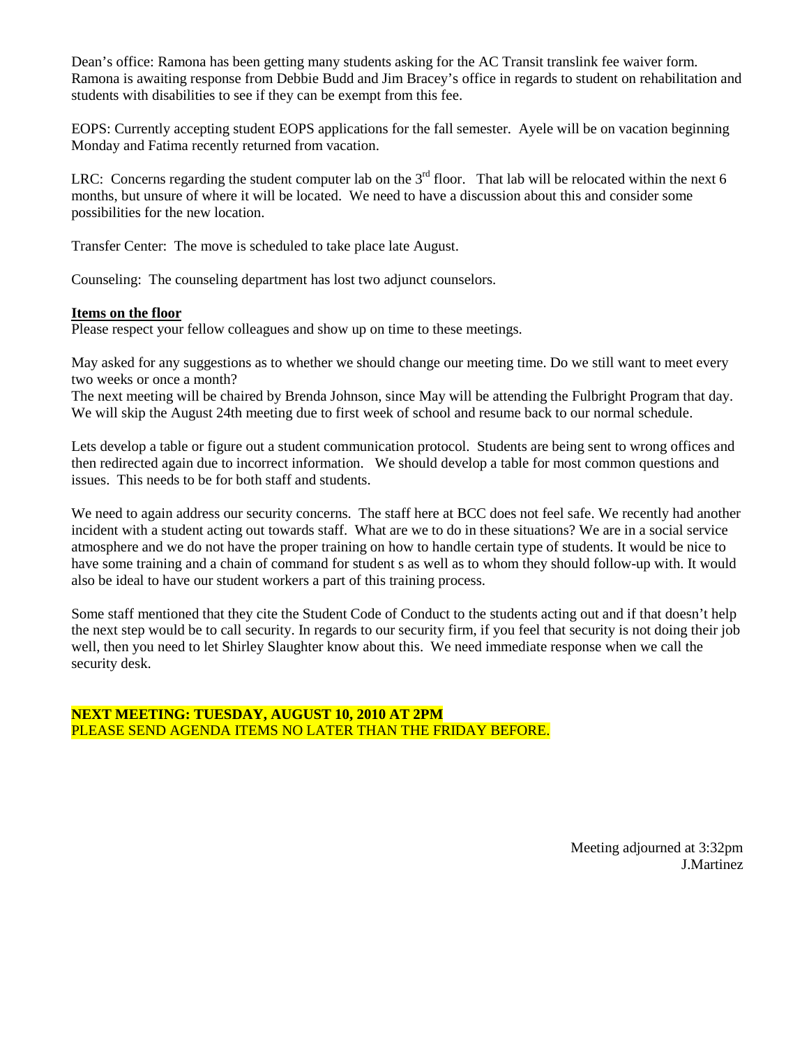Dean's office: Ramona has been getting many students asking for the AC Transit translink fee waiver form. Ramona is awaiting response from Debbie Budd and Jim Bracey's office in regards to student on rehabilitation and students with disabilities to see if they can be exempt from this fee.

EOPS: Currently accepting student EOPS applications for the fall semester. Ayele will be on vacation beginning Monday and Fatima recently returned from vacation.

LRC: Concerns regarding the student computer lab on the 3rd floor. That lab will be relocated within the next 6 months, but unsure of where it will be located. We need to have a discussion about this and consider some possibilities for the new location.

Transfer Center: The move is scheduled to take place late August.

Counseling: The counseling department has lost two adjunct counselors.

**Items on the floor**

Please respect your fellow colleagues and show up on time to these meetings.

May asked for any suggestions as to whether we should change our meeting time. Do we still want to meet every two weeks or once a month?
The next meeting will be chaired by Brenda Johnson, since May will be attending the Fulbright Program that day. We will skip the August 24th meeting due to first week of school and resume back to our normal schedule.

Lets develop a table or figure out a student communication protocol. Students are being sent to wrong offices and then redirected again due to incorrect information. We should develop a table for most common questions and issues. This needs to be for both staff and students.

We need to again address our security concerns. The staff here at BCC does not feel safe. We recently had another incident with a student acting out towards staff. What are we to do in these situations? We are in a social service atmosphere and we do not have the proper training on how to handle certain type of students. It would be nice to have some training and a chain of command for student s as well as to whom they should follow-up with. It would also be ideal to have our student workers a part of this training process.

Some staff mentioned that they cite the Student Code of Conduct to the students acting out and if that doesn't help the next step would be to call security. In regards to our security firm, if you feel that security is not doing their job well, then you need to let Shirley Slaughter know about this. We need immediate response when we call the security desk.

**NEXT MEETING: TUESDAY, AUGUST 10, 2010 AT 2PM**
PLEASE SEND AGENDA ITEMS NO LATER THAN THE FRIDAY BEFORE.

Meeting adjourned at 3:32pm
J.Martinez